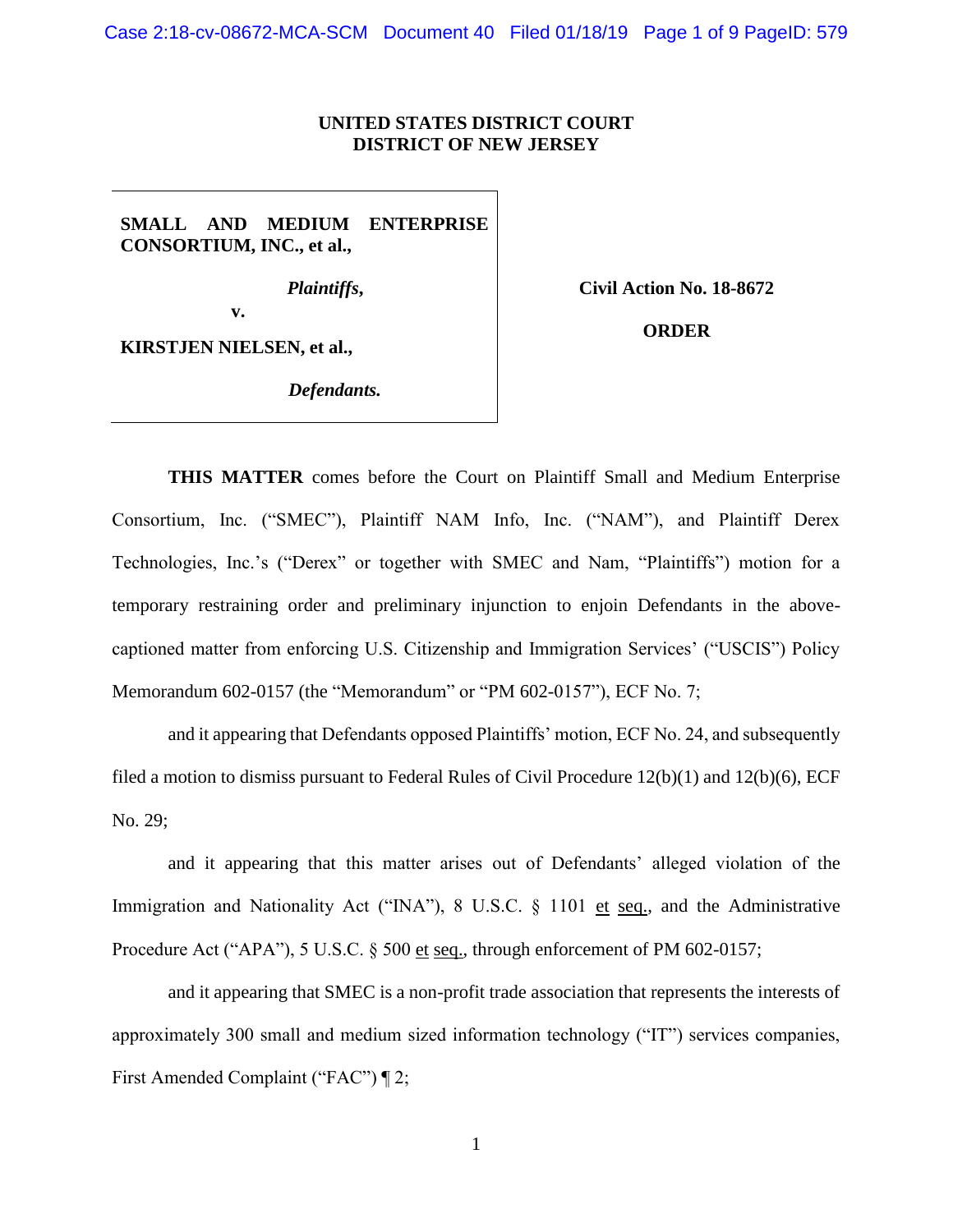**UNITED STATES DISTRICT COURT**
**DISTRICT OF NEW JERSEY**

**SMALL AND MEDIUM ENTERPRISE CONSORTIUM, INC., et al.,**

*Plaintiffs,*

**v.**

**KIRSTJEN NIELSEN, et al.,**

*Defendants.*

**Civil Action No. 18-8672**

**ORDER**

**THIS MATTER** comes before the Court on Plaintiff Small and Medium Enterprise Consortium, Inc. ("SMEC"), Plaintiff NAM Info, Inc. ("NAM"), and Plaintiff Derex Technologies, Inc.'s ("Derex" or together with SMEC and Nam, "Plaintiffs") motion for a temporary restraining order and preliminary injunction to enjoin Defendants in the above-captioned matter from enforcing U.S. Citizenship and Immigration Services' ("USCIS") Policy Memorandum 602-0157 (the "Memorandum" or "PM 602-0157"), ECF No. 7;

and it appearing that Defendants opposed Plaintiffs' motion, ECF No. 24, and subsequently filed a motion to dismiss pursuant to Federal Rules of Civil Procedure 12(b)(1) and 12(b)(6), ECF No. 29;

and it appearing that this matter arises out of Defendants' alleged violation of the Immigration and Nationality Act ("INA"), 8 U.S.C. § 1101 et seq., and the Administrative Procedure Act ("APA"), 5 U.S.C. § 500 et seq., through enforcement of PM 602-0157;

and it appearing that SMEC is a non-profit trade association that represents the interests of approximately 300 small and medium sized information technology ("IT") services companies, First Amended Complaint ("FAC") ¶ 2;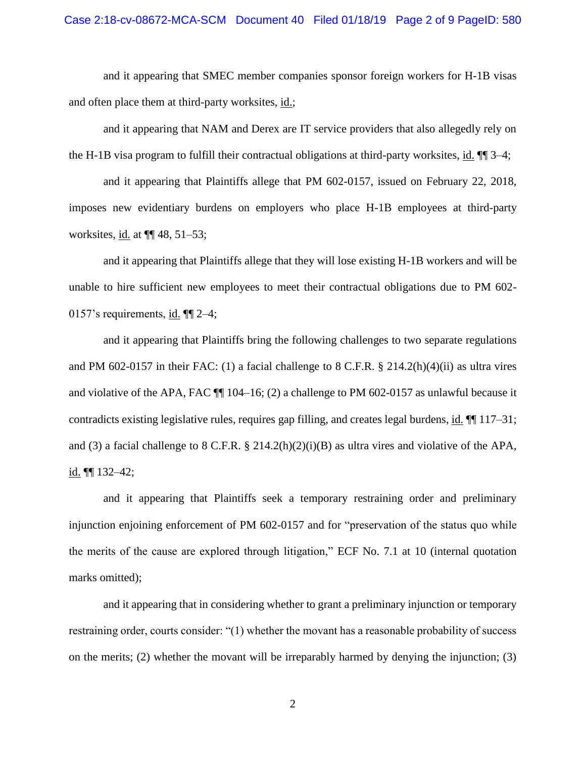and it appearing that SMEC member companies sponsor foreign workers for H-1B visas and often place them at third-party worksites, id.;

and it appearing that NAM and Derex are IT service providers that also allegedly rely on the H-1B visa program to fulfill their contractual obligations at third-party worksites, id. ¶¶ 3–4;

and it appearing that Plaintiffs allege that PM 602-0157, issued on February 22, 2018, imposes new evidentiary burdens on employers who place H-1B employees at third-party worksites, id. at ¶¶ 48, 51–53;

and it appearing that Plaintiffs allege that they will lose existing H-1B workers and will be unable to hire sufficient new employees to meet their contractual obligations due to PM 602-0157's requirements, id. ¶¶ 2–4;

and it appearing that Plaintiffs bring the following challenges to two separate regulations and PM 602-0157 in their FAC: (1) a facial challenge to 8 C.F.R. § 214.2(h)(4)(ii) as ultra vires and violative of the APA, FAC ¶¶ 104–16; (2) a challenge to PM 602-0157 as unlawful because it contradicts existing legislative rules, requires gap filling, and creates legal burdens, id. ¶¶ 117–31; and (3) a facial challenge to 8 C.F.R. § 214.2(h)(2)(i)(B) as ultra vires and violative of the APA, id. ¶¶ 132–42;

and it appearing that Plaintiffs seek a temporary restraining order and preliminary injunction enjoining enforcement of PM 602-0157 and for "preservation of the status quo while the merits of the cause are explored through litigation," ECF No. 7.1 at 10 (internal quotation marks omitted);

and it appearing that in considering whether to grant a preliminary injunction or temporary restraining order, courts consider: "(1) whether the movant has a reasonable probability of success on the merits; (2) whether the movant will be irreparably harmed by denying the injunction; (3)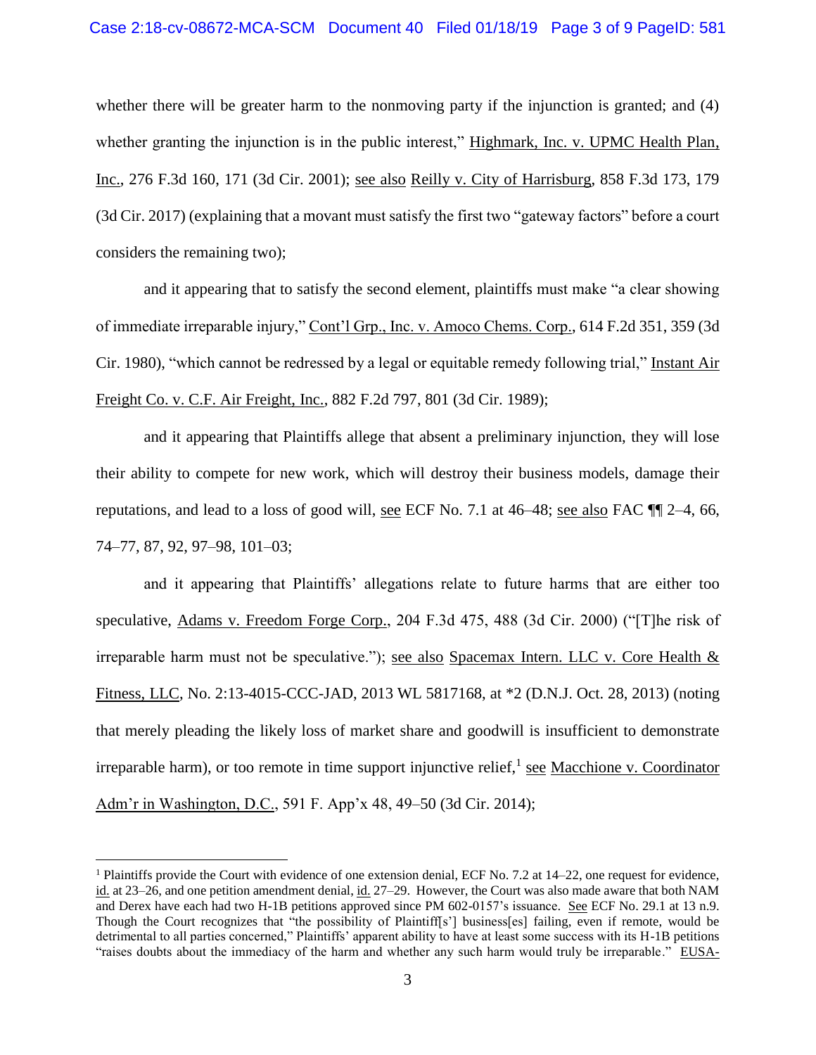whether there will be greater harm to the nonmoving party if the injunction is granted; and (4) whether granting the injunction is in the public interest," Highmark, Inc. v. UPMC Health Plan, Inc., 276 F.3d 160, 171 (3d Cir. 2001); see also Reilly v. City of Harrisburg, 858 F.3d 173, 179 (3d Cir. 2017) (explaining that a movant must satisfy the first two "gateway factors" before a court considers the remaining two);

and it appearing that to satisfy the second element, plaintiffs must make "a clear showing of immediate irreparable injury," Cont'l Grp., Inc. v. Amoco Chems. Corp., 614 F.2d 351, 359 (3d Cir. 1980), "which cannot be redressed by a legal or equitable remedy following trial," Instant Air Freight Co. v. C.F. Air Freight, Inc., 882 F.2d 797, 801 (3d Cir. 1989);

and it appearing that Plaintiffs allege that absent a preliminary injunction, they will lose their ability to compete for new work, which will destroy their business models, damage their reputations, and lead to a loss of good will, see ECF No. 7.1 at 46–48; see also FAC ¶¶ 2–4, 66, 74–77, 87, 92, 97–98, 101–03;

and it appearing that Plaintiffs' allegations relate to future harms that are either too speculative, Adams v. Freedom Forge Corp., 204 F.3d 475, 488 (3d Cir. 2000) ("[T]he risk of irreparable harm must not be speculative."); see also Spacemax Intern. LLC v. Core Health & Fitness, LLC, No. 2:13-4015-CCC-JAD, 2013 WL 5817168, at *2 (D.N.J. Oct. 28, 2013) (noting that merely pleading the likely loss of market share and goodwill is insufficient to demonstrate irreparable harm), or too remote in time support injunctive relief,[1] see Macchione v. Coordinator Adm'r in Washington, D.C., 591 F. App'x 48, 49–50 (3d Cir. 2014);

[1] Plaintiffs provide the Court with evidence of one extension denial, ECF No. 7.2 at 14–22, one request for evidence, id. at 23–26, and one petition amendment denial, id. 27–29. However, the Court was also made aware that both NAM and Derex have each had two H-1B petitions approved since PM 602-0157's issuance. See ECF No. 29.1 at 13 n.9. Though the Court recognizes that "the possibility of Plaintiff[s'] business[es] failing, even if remote, would be detrimental to all parties concerned," Plaintiffs' apparent ability to have at least some success with its H-1B petitions "raises doubts about the immediacy of the harm and whether any such harm would truly be irreparable." EUSA-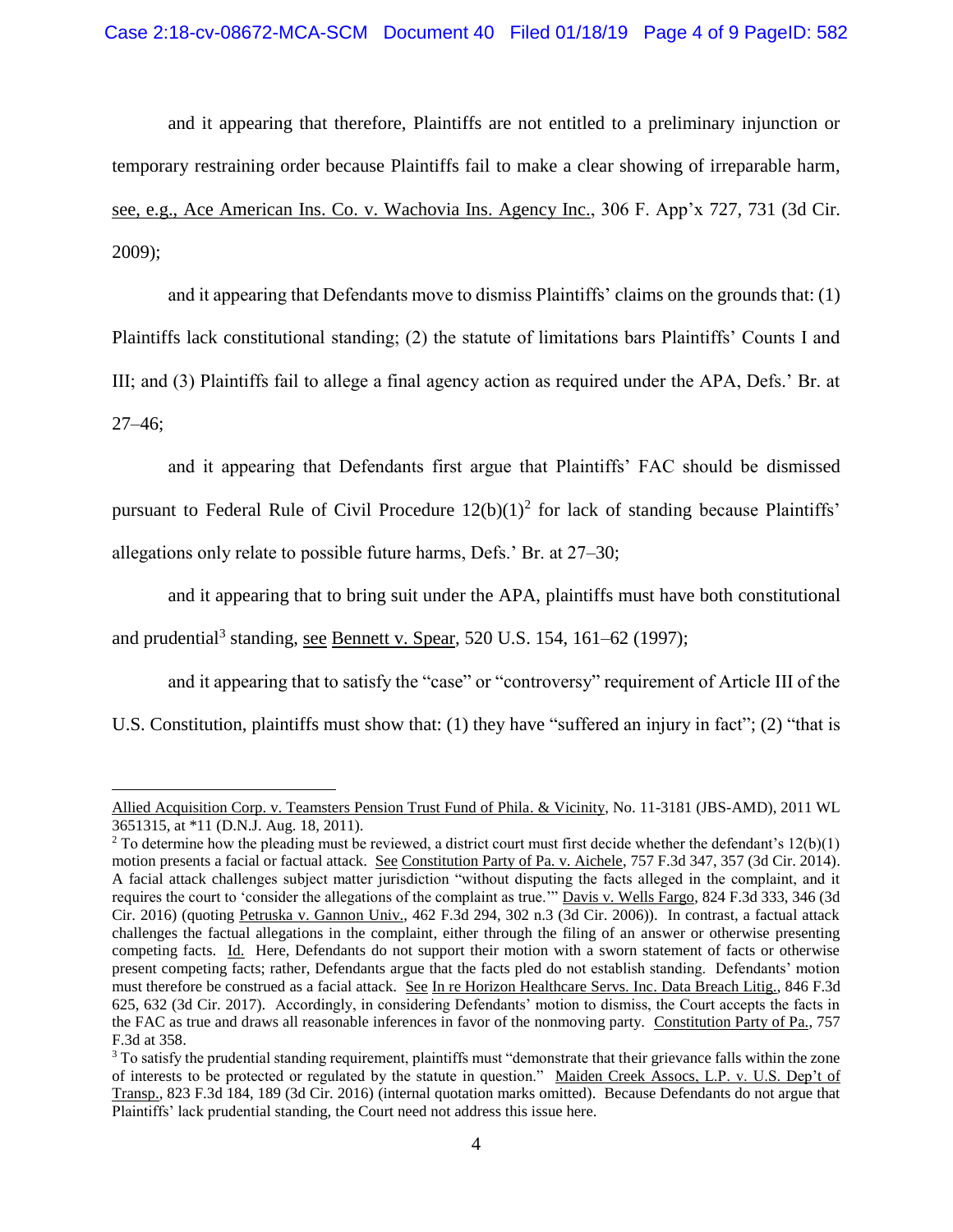and it appearing that therefore, Plaintiffs are not entitled to a preliminary injunction or temporary restraining order because Plaintiffs fail to make a clear showing of irreparable harm, see, e.g., Ace American Ins. Co. v. Wachovia Ins. Agency Inc., 306 F. App'x 727, 731 (3d Cir. 2009);

and it appearing that Defendants move to dismiss Plaintiffs' claims on the grounds that: (1) Plaintiffs lack constitutional standing; (2) the statute of limitations bars Plaintiffs' Counts I and III; and (3) Plaintiffs fail to allege a final agency action as required under the APA, Defs.' Br. at 27–46;

and it appearing that Defendants first argue that Plaintiffs' FAC should be dismissed pursuant to Federal Rule of Civil Procedure 12(b)(1)[2] for lack of standing because Plaintiffs' allegations only relate to possible future harms, Defs.' Br. at 27–30;

and it appearing that to bring suit under the APA, plaintiffs must have both constitutional and prudential[3] standing, see Bennett v. Spear, 520 U.S. 154, 161–62 (1997);

and it appearing that to satisfy the "case" or "controversy" requirement of Article III of the U.S. Constitution, plaintiffs must show that: (1) they have "suffered an injury in fact"; (2) "that is

---

Allied Acquisition Corp. v. Teamsters Pension Trust Fund of Phila. & Vicinity, No. 11-3181 (JBS-AMD), 2011 WL 3651315, at *11 (D.N.J. Aug. 18, 2011).

[2] To determine how the pleading must be reviewed, a district court must first decide whether the defendant's 12(b)(1) motion presents a facial or factual attack. See Constitution Party of Pa. v. Aichele, 757 F.3d 347, 357 (3d Cir. 2014). A facial attack challenges subject matter jurisdiction "without disputing the facts alleged in the complaint, and it requires the court to 'consider the allegations of the complaint as true.'" Davis v. Wells Fargo, 824 F.3d 333, 346 (3d Cir. 2016) (quoting Petruska v. Gannon Univ., 462 F.3d 294, 302 n.3 (3d Cir. 2006)). In contrast, a factual attack challenges the factual allegations in the complaint, either through the filing of an answer or otherwise presenting competing facts. Id. Here, Defendants do not support their motion with a sworn statement of facts or otherwise present competing facts; rather, Defendants argue that the facts pled do not establish standing. Defendants' motion must therefore be construed as a facial attack. See In re Horizon Healthcare Servs. Inc. Data Breach Litig., 846 F.3d 625, 632 (3d Cir. 2017). Accordingly, in considering Defendants' motion to dismiss, the Court accepts the facts in the FAC as true and draws all reasonable inferences in favor of the nonmoving party. Constitution Party of Pa., 757 F.3d at 358.

[3] To satisfy the prudential standing requirement, plaintiffs must "demonstrate that their grievance falls within the zone of interests to be protected or regulated by the statute in question." Maiden Creek Assocs, L.P. v. U.S. Dep't of Transp., 823 F.3d 184, 189 (3d Cir. 2016) (internal quotation marks omitted). Because Defendants do not argue that Plaintiffs' lack prudential standing, the Court need not address this issue here.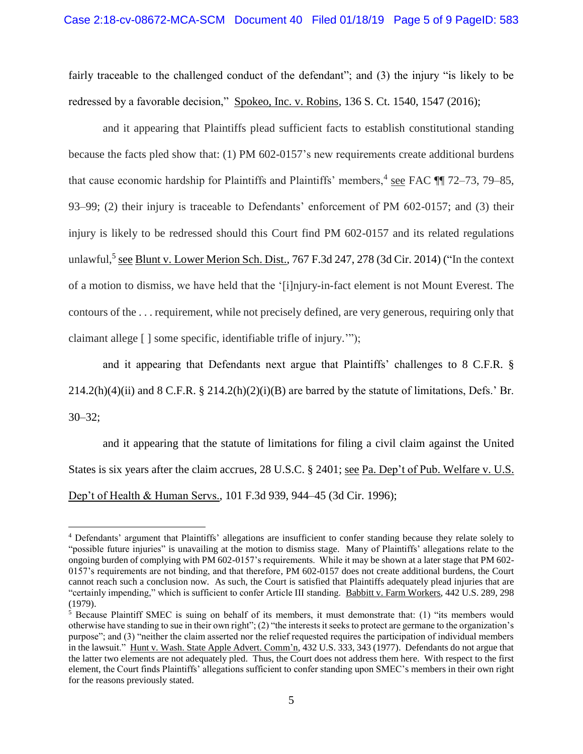fairly traceable to the challenged conduct of the defendant"; and (3) the injury "is likely to be redressed by a favorable decision," Spokeo, Inc. v. Robins, 136 S. Ct. 1540, 1547 (2016);

and it appearing that Plaintiffs plead sufficient facts to establish constitutional standing because the facts pled show that: (1) PM 602-0157's new requirements create additional burdens that cause economic hardship for Plaintiffs and Plaintiffs' members,[4] see FAC ¶¶ 72–73, 79–85, 93–99; (2) their injury is traceable to Defendants' enforcement of PM 602-0157; and (3) their injury is likely to be redressed should this Court find PM 602-0157 and its related regulations unlawful,[5] see Blunt v. Lower Merion Sch. Dist., 767 F.3d 247, 278 (3d Cir. 2014) ("In the context of a motion to dismiss, we have held that the '[i]njury-in-fact element is not Mount Everest. The contours of the . . . requirement, while not precisely defined, are very generous, requiring only that claimant allege [ ] some specific, identifiable trifle of injury.'");

and it appearing that Defendants next argue that Plaintiffs' challenges to 8 C.F.R. § 214.2(h)(4)(ii) and 8 C.F.R. § 214.2(h)(2)(i)(B) are barred by the statute of limitations, Defs.' Br. 30–32;

and it appearing that the statute of limitations for filing a civil claim against the United States is six years after the claim accrues, 28 U.S.C. § 2401; see Pa. Dep't of Pub. Welfare v. U.S. Dep't of Health & Human Servs., 101 F.3d 939, 944–45 (3d Cir. 1996);

---

[4] Defendants' argument that Plaintiffs' allegations are insufficient to confer standing because they relate solely to "possible future injuries" is unavailing at the motion to dismiss stage. Many of Plaintiffs' allegations relate to the ongoing burden of complying with PM 602-0157's requirements. While it may be shown at a later stage that PM 602-0157's requirements are not binding, and that therefore, PM 602-0157 does not create additional burdens, the Court cannot reach such a conclusion now. As such, the Court is satisfied that Plaintiffs adequately plead injuries that are "certainly impending," which is sufficient to confer Article III standing. Babbitt v. Farm Workers, 442 U.S. 289, 298 (1979).

[5] Because Plaintiff SMEC is suing on behalf of its members, it must demonstrate that: (1) "its members would otherwise have standing to sue in their own right"; (2) "the interests it seeks to protect are germane to the organization's purpose"; and (3) "neither the claim asserted nor the relief requested requires the participation of individual members in the lawsuit." Hunt v. Wash. State Apple Advert. Comm'n, 432 U.S. 333, 343 (1977). Defendants do not argue that the latter two elements are not adequately pled. Thus, the Court does not address them here. With respect to the first element, the Court finds Plaintiffs' allegations sufficient to confer standing upon SMEC's members in their own right for the reasons previously stated.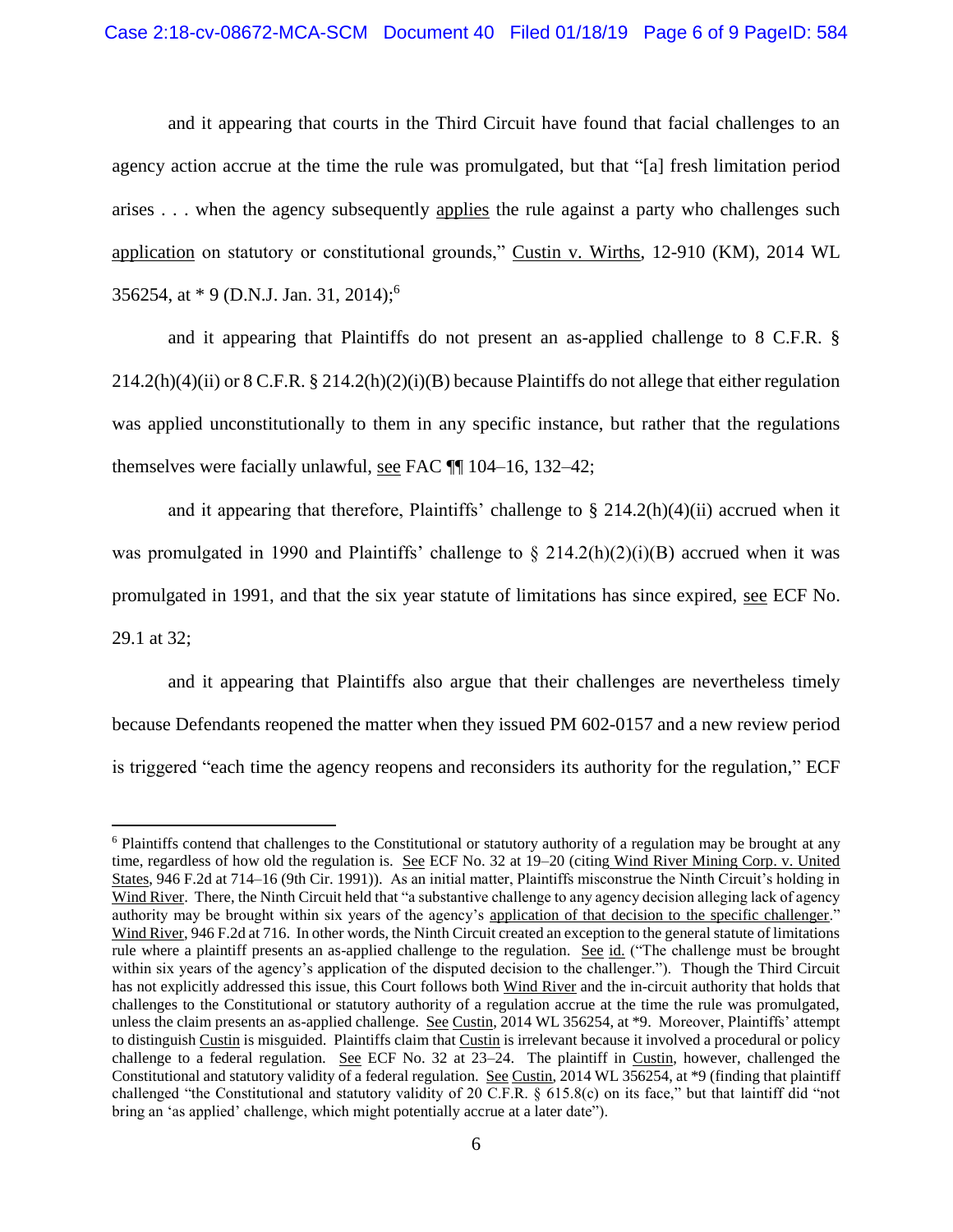and it appearing that courts in the Third Circuit have found that facial challenges to an agency action accrue at the time the rule was promulgated, but that "[a] fresh limitation period arises . . . when the agency subsequently applies the rule against a party who challenges such application on statutory or constitutional grounds," Custin v. Wirths, 12-910 (KM), 2014 WL 356254, at * 9 (D.N.J. Jan. 31, 2014);[6]

and it appearing that Plaintiffs do not present an as-applied challenge to 8 C.F.R. § 214.2(h)(4)(ii) or 8 C.F.R. § 214.2(h)(2)(i)(B) because Plaintiffs do not allege that either regulation was applied unconstitutionally to them in any specific instance, but rather that the regulations themselves were facially unlawful, see FAC ¶¶ 104–16, 132–42;

and it appearing that therefore, Plaintiffs' challenge to § 214.2(h)(4)(ii) accrued when it was promulgated in 1990 and Plaintiffs' challenge to § 214.2(h)(2)(i)(B) accrued when it was promulgated in 1991, and that the six year statute of limitations has since expired, see ECF No. 29.1 at 32;

and it appearing that Plaintiffs also argue that their challenges are nevertheless timely because Defendants reopened the matter when they issued PM 602-0157 and a new review period is triggered "each time the agency reopens and reconsiders its authority for the regulation," ECF

---

[6] Plaintiffs contend that challenges to the Constitutional or statutory authority of a regulation may be brought at any time, regardless of how old the regulation is. See ECF No. 32 at 19–20 (citing Wind River Mining Corp. v. United States, 946 F.2d at 714–16 (9th Cir. 1991)). As an initial matter, Plaintiffs misconstrue the Ninth Circuit's holding in Wind River. There, the Ninth Circuit held that "a substantive challenge to any agency decision alleging lack of agency authority may be brought within six years of the agency's application of that decision to the specific challenger." Wind River, 946 F.2d at 716. In other words, the Ninth Circuit created an exception to the general statute of limitations rule where a plaintiff presents an as-applied challenge to the regulation. See id. ("The challenge must be brought within six years of the agency's application of the disputed decision to the challenger."). Though the Third Circuit has not explicitly addressed this issue, this Court follows both Wind River and the in-circuit authority that holds that challenges to the Constitutional or statutory authority of a regulation accrue at the time the rule was promulgated, unless the claim presents an as-applied challenge. See Custin, 2014 WL 356254, at *9. Moreover, Plaintiffs' attempt to distinguish Custin is misguided. Plaintiffs claim that Custin is irrelevant because it involved a procedural or policy challenge to a federal regulation. See ECF No. 32 at 23–24. The plaintiff in Custin, however, challenged the Constitutional and statutory validity of a federal regulation. See Custin, 2014 WL 356254, at *9 (finding that plaintiff challenged "the Constitutional and statutory validity of 20 C.F.R. § 615.8(c) on its face," but that laintiff did "not bring an 'as applied' challenge, which might potentially accrue at a later date").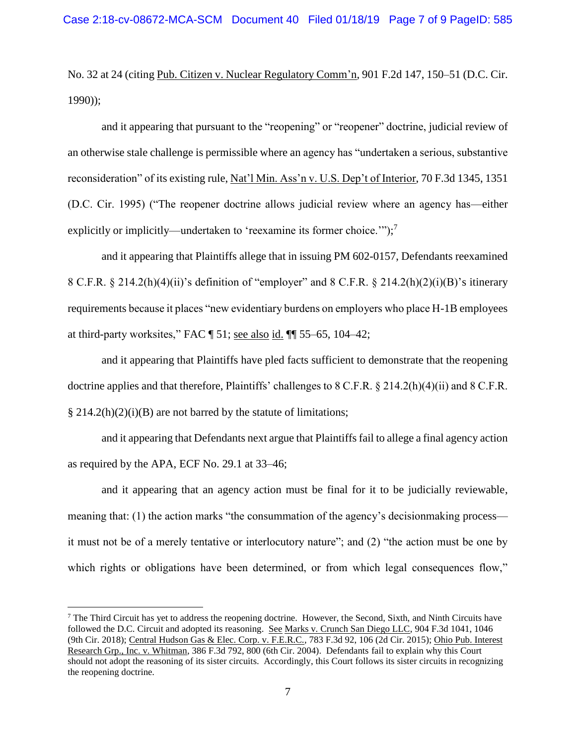No. 32 at 24 (citing Pub. Citizen v. Nuclear Regulatory Comm'n, 901 F.2d 147, 150–51 (D.C. Cir. 1990));

and it appearing that pursuant to the "reopening" or "reopener" doctrine, judicial review of an otherwise stale challenge is permissible where an agency has "undertaken a serious, substantive reconsideration" of its existing rule, Nat'l Min. Ass'n v. U.S. Dep't of Interior, 70 F.3d 1345, 1351 (D.C. Cir. 1995) ("The reopener doctrine allows judicial review where an agency has—either explicitly or implicitly—undertaken to 'reexamine its former choice.'");[7]

and it appearing that Plaintiffs allege that in issuing PM 602-0157, Defendants reexamined 8 C.F.R. § 214.2(h)(4)(ii)'s definition of "employer" and 8 C.F.R. § 214.2(h)(2)(i)(B)'s itinerary requirements because it places "new evidentiary burdens on employers who place H-1B employees at third-party worksites," FAC ¶ 51; see also id. ¶¶ 55–65, 104–42;

and it appearing that Plaintiffs have pled facts sufficient to demonstrate that the reopening doctrine applies and that therefore, Plaintiffs' challenges to 8 C.F.R. § 214.2(h)(4)(ii) and 8 C.F.R. § 214.2(h)(2)(i)(B) are not barred by the statute of limitations;

and it appearing that Defendants next argue that Plaintiffs fail to allege a final agency action as required by the APA, ECF No. 29.1 at 33–46;

and it appearing that an agency action must be final for it to be judicially reviewable, meaning that: (1) the action marks "the consummation of the agency's decisionmaking process—it must not be of a merely tentative or interlocutory nature"; and (2) "the action must be one by which rights or obligations have been determined, or from which legal consequences flow,"

---

[7] The Third Circuit has yet to address the reopening doctrine. However, the Second, Sixth, and Ninth Circuits have followed the D.C. Circuit and adopted its reasoning. See Marks v. Crunch San Diego LLC, 904 F.3d 1041, 1046 (9th Cir. 2018); Central Hudson Gas & Elec. Corp. v. F.E.R.C., 783 F.3d 92, 106 (2d Cir. 2015); Ohio Pub. Interest Research Grp., Inc. v. Whitman, 386 F.3d 792, 800 (6th Cir. 2004). Defendants fail to explain why this Court should not adopt the reasoning of its sister circuits. Accordingly, this Court follows its sister circuits in recognizing the reopening doctrine.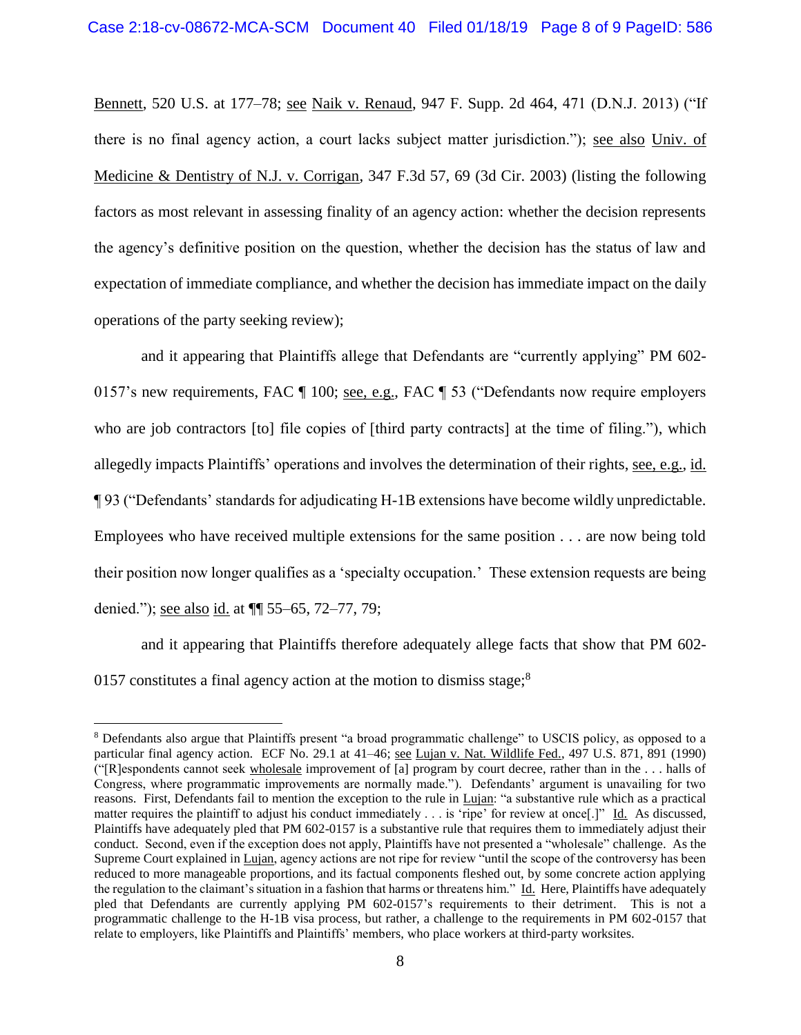Bennett, 520 U.S. at 177–78; see Naik v. Renaud, 947 F. Supp. 2d 464, 471 (D.N.J. 2013) ("If there is no final agency action, a court lacks subject matter jurisdiction."); see also Univ. of Medicine & Dentistry of N.J. v. Corrigan, 347 F.3d 57, 69 (3d Cir. 2003) (listing the following factors as most relevant in assessing finality of an agency action: whether the decision represents the agency's definitive position on the question, whether the decision has the status of law and expectation of immediate compliance, and whether the decision has immediate impact on the daily operations of the party seeking review);

and it appearing that Plaintiffs allege that Defendants are "currently applying" PM 602-0157's new requirements, FAC ¶ 100; see, e.g., FAC ¶ 53 ("Defendants now require employers who are job contractors [to] file copies of [third party contracts] at the time of filing."), which allegedly impacts Plaintiffs' operations and involves the determination of their rights, see, e.g., id. ¶ 93 ("Defendants' standards for adjudicating H-1B extensions have become wildly unpredictable. Employees who have received multiple extensions for the same position . . . are now being told their position now longer qualifies as a 'specialty occupation.' These extension requests are being denied."); see also id. at ¶¶ 55–65, 72–77, 79;

and it appearing that Plaintiffs therefore adequately allege facts that show that PM 602-0157 constitutes a final agency action at the motion to dismiss stage;[8]

[8] Defendants also argue that Plaintiffs present "a broad programmatic challenge" to USCIS policy, as opposed to a particular final agency action. ECF No. 29.1 at 41–46; see Lujan v. Nat. Wildlife Fed., 497 U.S. 871, 891 (1990) ("[R]espondents cannot seek wholesale improvement of [a] program by court decree, rather than in the . . . halls of Congress, where programmatic improvements are normally made."). Defendants' argument is unavailing for two reasons. First, Defendants fail to mention the exception to the rule in Lujan: "a substantive rule which as a practical matter requires the plaintiff to adjust his conduct immediately . . . is 'ripe' for review at once[.]" Id. As discussed, Plaintiffs have adequately pled that PM 602-0157 is a substantive rule that requires them to immediately adjust their conduct. Second, even if the exception does not apply, Plaintiffs have not presented a "wholesale" challenge. As the Supreme Court explained in Lujan, agency actions are not ripe for review "until the scope of the controversy has been reduced to more manageable proportions, and its factual components fleshed out, by some concrete action applying the regulation to the claimant's situation in a fashion that harms or threatens him." Id. Here, Plaintiffs have adequately pled that Defendants are currently applying PM 602-0157's requirements to their detriment. This is not a programmatic challenge to the H-1B visa process, but rather, a challenge to the requirements in PM 602-0157 that relate to employers, like Plaintiffs and Plaintiffs' members, who place workers at third-party worksites.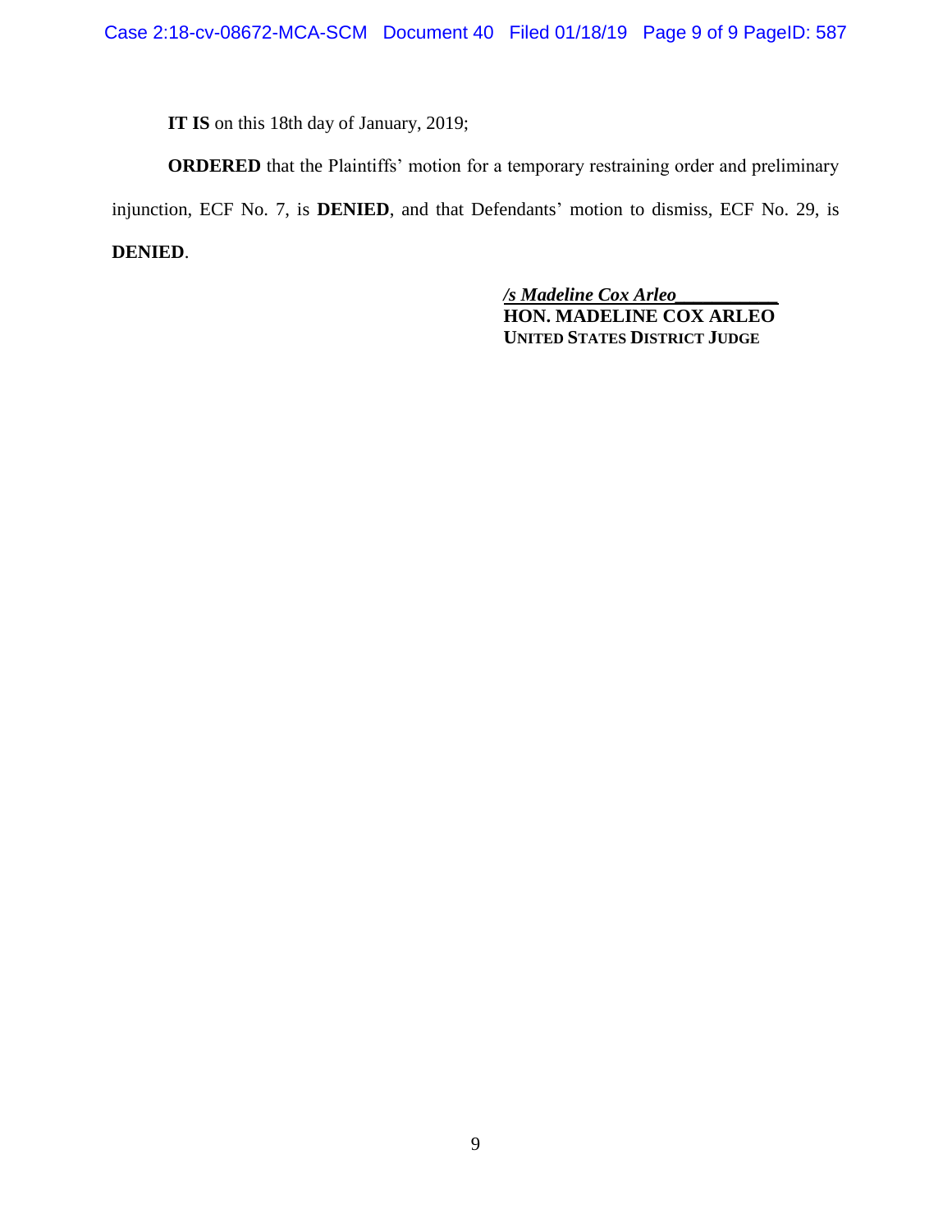**IT IS** on this 18th day of January, 2019;

**ORDERED** that the Plaintiffs' motion for a temporary restraining order and preliminary injunction, ECF No. 7, is **DENIED**, and that Defendants' motion to dismiss, ECF No. 29, is **DENIED**.

***/s Madeline Cox Arleo***
**HON. MADELINE COX ARLEO**
**UNITED STATES DISTRICT JUDGE**